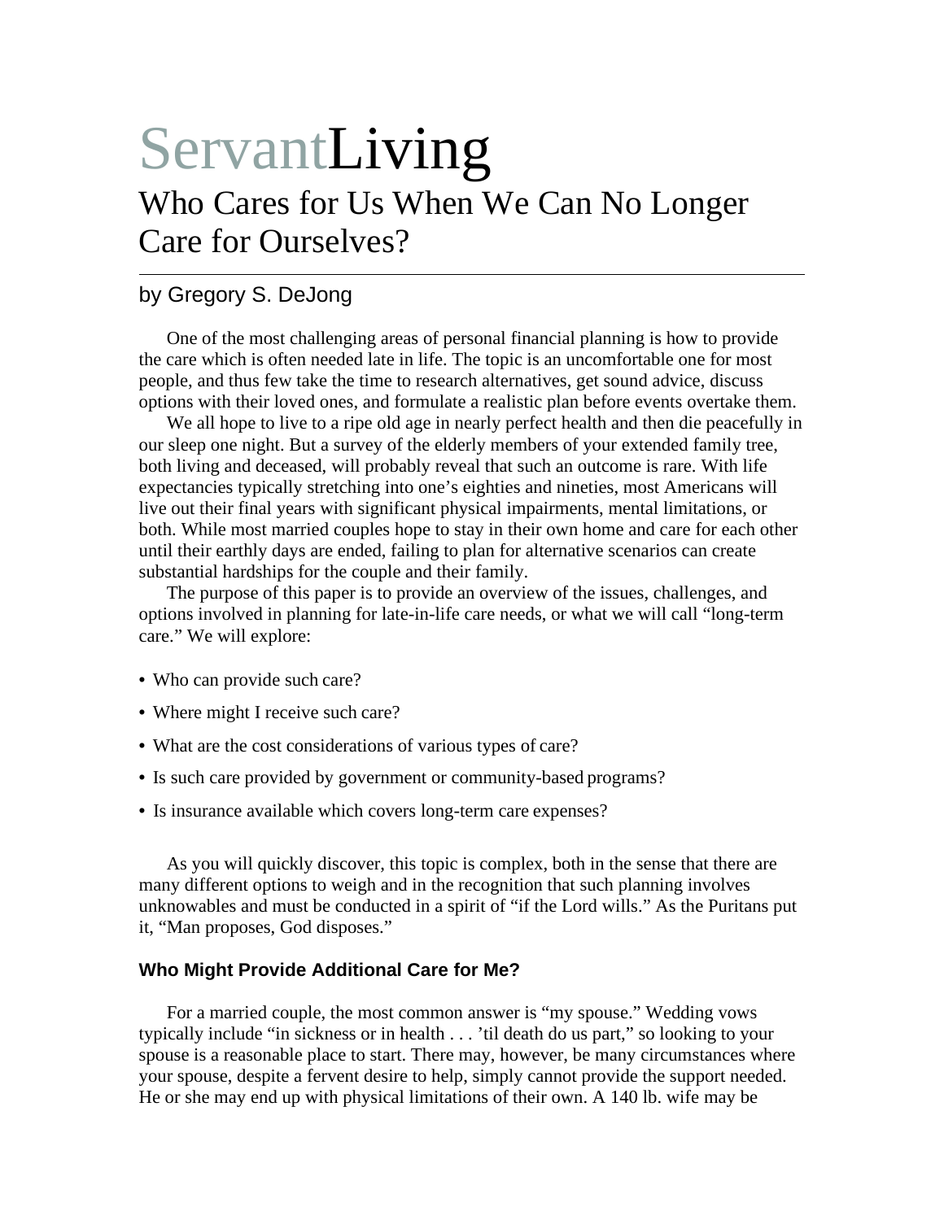# ServantLiving

## Who Cares for Us When We Can No Longer Care for Ourselves?

by Gregory S. DeJong

One of the most challenging areas of personal financial planning is how to provide the care which is often needed late in life. The topic is an uncomfortable one for most people, and thus few take the time to research alternatives, get sound advice, discuss options with their loved ones, and formulate a realistic plan before events overtake them.

We all hope to live to a ripe old age in nearly perfect health and then die peacefully in our sleep one night. But a survey of the elderly members of your extended family tree, both living and deceased, will probably reveal that such an outcome is rare. With life expectancies typically stretching into one's eighties and nineties, most Americans will live out their final years with significant physical impairments, mental limitations, or both. While most married couples hope to stay in their own home and care for each other until their earthly days are ended, failing to plan for alternative scenarios can create substantial hardships for the couple and their family.

The purpose of this paper is to provide an overview of the issues, challenges, and options involved in planning for late-in-life care needs, or what we will call "long-term care." We will explore:

- Who can provide such care?
- Where might I receive such care?
- What are the cost considerations of various types of care?
- Is such care provided by government or community-based programs?
- Is insurance available which covers long-term care expenses?

As you will quickly discover, this topic is complex, both in the sense that there are many different options to weigh and in the recognition that such planning involves unknowables and must be conducted in a spirit of "if the Lord wills." As the Puritans put it, "Man proposes, God disposes."

### Who Might Provide Additional Care for Me?

For a married couple, the most common answer is "my spouse." Wedding vows typically include "in sickness or in health . . . 'til death do us part," so looking to your spouse is a reasonable place to start. There may, however, be many circumstances where your spouse, despite a fervent desire to help, simply cannot provide the support needed. He or she may end up with physical limitations of their own. A 140 lb. wife may be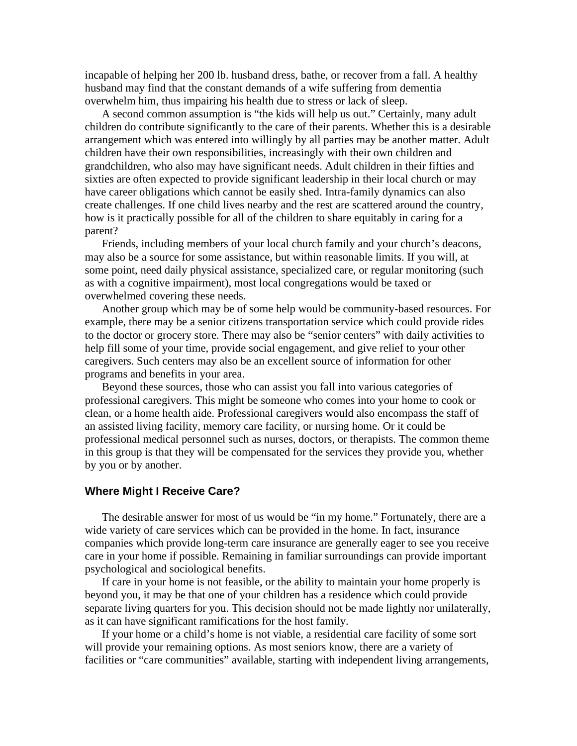incapable of helping her 200 lb. husband dress, bathe, or recover from a fall. A healthy husband may find that the constant demands of a wife suffering from dementia overwhelm him, thus impairing his health due to stress or lack of sleep.

A second common assumption is "the kids will help us out." Certainly, many adult children do contribute significantly to the care of their parents. Whether this is a desirable arrangement which was entered into willingly by all parties may be another matter. Adult children have their own responsibilities, increasingly with their own children and grandchildren, who also may have significant needs. Adult children in their fifties and sixties are often expected to provide significant leadership in their local church or may have career obligations which cannot be easily shed. Intra-family dynamics can also create challenges. If one child lives nearby and the rest are scattered around the country, how is it practically possible for all of the children to share equitably in caring for a parent?

Friends, including members of your local church family and your church's deacons, may also be a source for some assistance, but within reasonable limits. If you will, at some point, need daily physical assistance, specialized care, or regular monitoring (such as with a cognitive impairment), most local congregations would be taxed or overwhelmed covering these needs.

Another group which may be of some help would be community-based resources. For example, there may be a senior citizens transportation service which could provide rides to the doctor or grocery store. There may also be "senior centers" with daily activities to help fill some of your time, provide social engagement, and give relief to your other caregivers. Such centers may also be an excellent source of information for other programs and benefits in your area.

Beyond these sources, those who can assist you fall into various categories of professional caregivers. This might be someone who comes into your home to cook or clean, or a home health aide. Professional caregivers would also encompass the staff of an assisted living facility, memory care facility, or nursing home. Or it could be professional medical personnel such as nurses, doctors, or therapists. The common theme in this group is that they will be compensated for the services they provide you, whether by you or by another.

### Where Might I Receive Care?

The desirable answer for most of us would be "in my home." Fortunately, there are a wide variety of care services which can be provided in the home. In fact, insurance companies which provide long-term care insurance are generally eager to see you receive care in your home if possible. Remaining in familiar surroundings can provide important psychological and sociological benefits.

If care in your home is not feasible, or the ability to maintain your home properly is beyond you, it may be that one of your children has a residence which could provide separate living quarters for you. This decision should not be made lightly nor unilaterally, as it can have significant ramifications for the host family.

If your home or a child's home is not viable, a residential care facility of some sort will provide your remaining options. As most seniors know, there are a variety of facilities or "care communities" available, starting with independent living arrangements,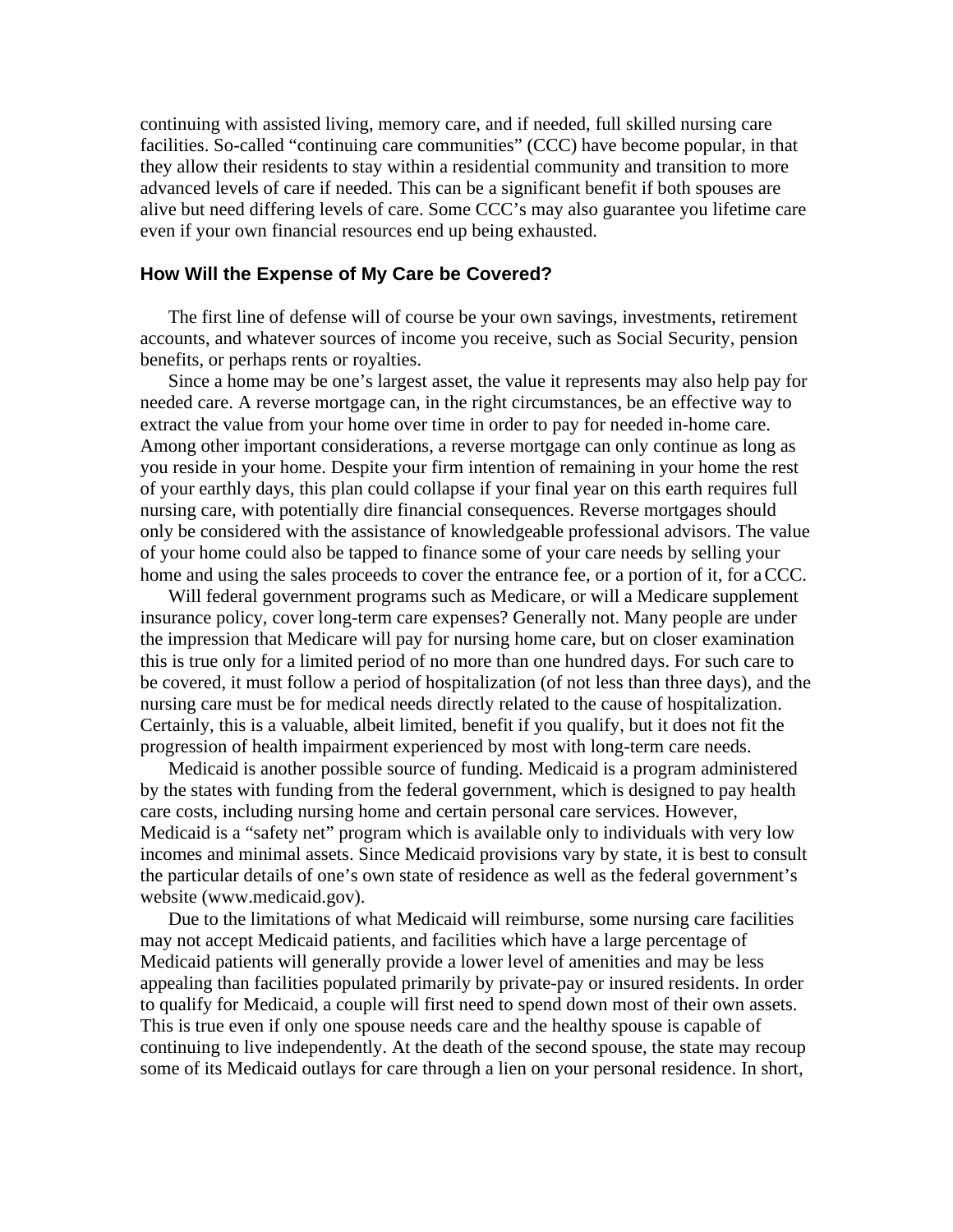continuing with assisted living, memory care, and if needed, full skilled nursing care facilities. So-called "continuing care communities" (CCC) have become popular, in that they allow their residents to stay within a residential community and transition to more advanced levels of care if needed. This can be a significant benefit if both spouses are alive but need differing levels of care. Some CCC's may also guarantee you lifetime care even if your own financial resources end up being exhausted.

### How Will the Expense of My Care be Covered?

The first line of defense will of course be your own savings, investments, retirement accounts, and whatever sources of income you receive, such as Social Security, pension benefits, or perhaps rents or royalties.

Since a home may be one's largest asset, the value it represents may also help pay for needed care. A reverse mortgage can, in the right circumstances, be an effective way to extract the value from your home over time in order to pay for needed in-home care. Among other important considerations, a reverse mortgage can only continue as long as you reside in your home. Despite your firm intention of remaining in your home the rest of your earthly days, this plan could collapse if your final year on this earth requires full nursing care, with potentially dire financial consequences. Reverse mortgages should only be considered with the assistance of knowledgeable professional advisors. The value of your home could also be tapped to finance some of your care needs by selling your home and using the sales proceeds to cover the entrance fee, or a portion of it, for a CCC.

Will federal government programs such as Medicare, or will a Medicare supplement insurance policy, cover long-term care expenses? Generally not. Many people are under the impression that Medicare will pay for nursing home care, but on closer examination this is true only for a limited period of no more than one hundred days. For such care to be covered, it must follow a period of hospitalization (of not less than three days), and the nursing care must be for medical needs directly related to the cause of hospitalization. Certainly, this is a valuable, albeit limited, benefit if you qualify, but it does not fit the progression of health impairment experienced by most with long-term care needs.

Medicaid is another possible source of funding. Medicaid is a program administered by the states with funding from the federal government, which is designed to pay health care costs, including nursing home and certain personal care services. However, Medicaid is a "safety net" program which is available only to individuals with very low incomes and minimal assets. Since Medicaid provisions vary by state, it is best to consult the particular details of one's own state of residence as well as the federal government's website (www.medicaid.gov).

Due to the limitations of what Medicaid will reimburse, some nursing care facilities may not accept Medicaid patients, and facilities which have a large percentage of Medicaid patients will generally provide a lower level of amenities and may be less appealing than facilities populated primarily by private-pay or insured residents. In order to qualify for Medicaid, a couple will first need to spend down most of their own assets. This is true even if only one spouse needs care and the healthy spouse is capable of continuing to live independently. At the death of the second spouse, the state may recoup some of its Medicaid outlays for care through a lien on your personal residence. In short,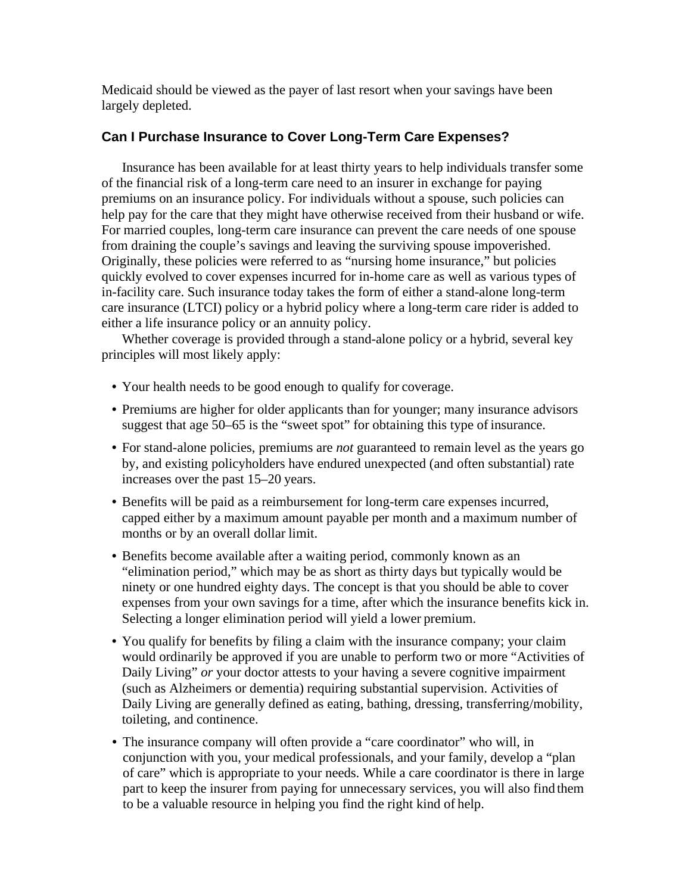Medicaid should be viewed as the payer of last resort when your savings have been largely depleted.

### Can I Purchase Insurance to Cover Long-Term Care Expenses?

Insurance has been available for at least thirty years to help individuals transfer some of the financial risk of a long-term care need to an insurer in exchange for paying premiums on an insurance policy. For individuals without a spouse, such policies can help pay for the care that they might have otherwise received from their husband or wife. For married couples, long-term care insurance can prevent the care needs of one spouse from draining the couple's savings and leaving the surviving spouse impoverished. Originally, these policies were referred to as "nursing home insurance," but policies quickly evolved to cover expenses incurred for in-home care as well as various types of in-facility care. Such insurance today takes the form of either a stand-alone long-term care insurance (LTCI) policy or a hybrid policy where a long-term care rider is added to either a life insurance policy or an annuity policy.

Whether coverage is provided through a stand-alone policy or a hybrid, several key principles will most likely apply:

- Your health needs to be good enough to qualify for coverage.
- Premiums are higher for older applicants than for younger; many insurance advisors suggest that age 50–65 is the "sweet spot" for obtaining this type of insurance.
- For stand-alone policies, premiums are *not* guaranteed to remain level as the years go by, and existing policyholders have endured unexpected (and often substantial) rate increases over the past 15–20 years.
- Benefits will be paid as a reimbursement for long-term care expenses incurred, capped either by a maximum amount payable per month and a maximum number of months or by an overall dollar limit.
- Benefits become available after a waiting period, commonly known as an "elimination period," which may be as short as thirty days but typically would be ninety or one hundred eighty days. The concept is that you should be able to cover expenses from your own savings for a time, after which the insurance benefits kick in. Selecting a longer elimination period will yield a lower premium.
- You qualify for benefits by filing a claim with the insurance company; your claim would ordinarily be approved if you are unable to perform two or more "Activities of Daily Living" *or* your doctor attests to your having a severe cognitive impairment (such as Alzheimers or dementia) requiring substantial supervision. Activities of Daily Living are generally defined as eating, bathing, dressing, transferring/mobility, toileting, and continence.
- The insurance company will often provide a "care coordinator" who will, in conjunction with you, your medical professionals, and your family, develop a "plan of care" which is appropriate to your needs. While a care coordinator is there in large part to keep the insurer from paying for unnecessary services, you will also find them to be a valuable resource in helping you find the right kind of help.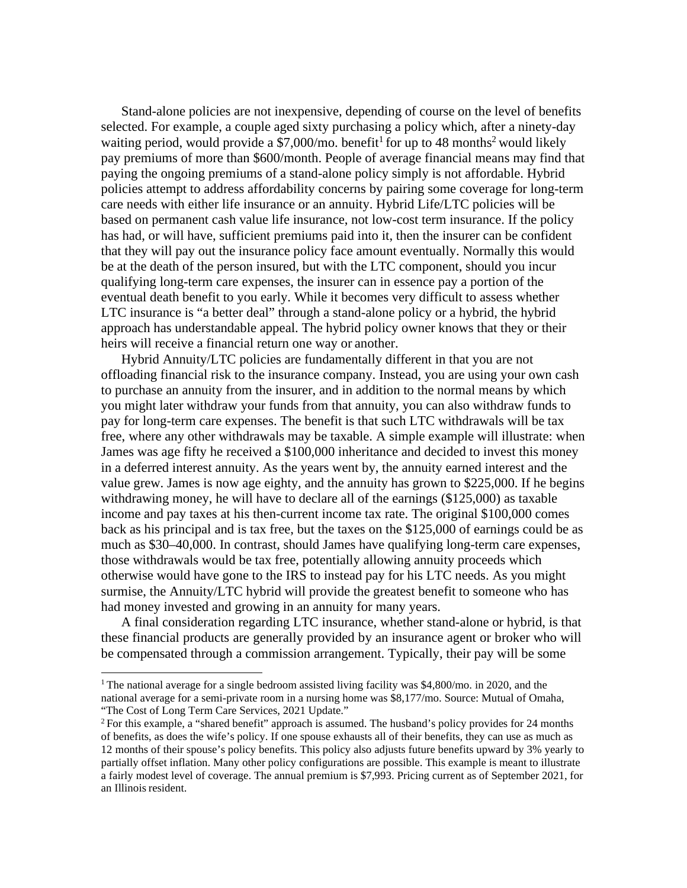Stand-alone policies are not inexpensive, depending of course on the level of benefits selected. For example, a couple aged sixty purchasing a policy which, after a ninety-day waiting period, would provide a $7,000/mo. benefit[1] for up to 48 months[2] would likely pay premiums of more than $600/month. People of average financial means may find that paying the ongoing premiums of a stand-alone policy simply is not affordable. Hybrid policies attempt to address affordability concerns by pairing some coverage for long-term care needs with either life insurance or an annuity. Hybrid Life/LTC policies will be based on permanent cash value life insurance, not low-cost term insurance. If the policy has had, or will have, sufficient premiums paid into it, then the insurer can be confident that they will pay out the insurance policy face amount eventually. Normally this would be at the death of the person insured, but with the LTC component, should you incur qualifying long-term care expenses, the insurer can in essence pay a portion of the eventual death benefit to you early. While it becomes very difficult to assess whether LTC insurance is "a better deal" through a stand-alone policy or a hybrid, the hybrid approach has understandable appeal. The hybrid policy owner knows that they or their heirs will receive a financial return one way or another.

Hybrid Annuity/LTC policies are fundamentally different in that you are not offloading financial risk to the insurance company. Instead, you are using your own cash to purchase an annuity from the insurer, and in addition to the normal means by which you might later withdraw your funds from that annuity, you can also withdraw funds to pay for long-term care expenses. The benefit is that such LTC withdrawals will be tax free, where any other withdrawals may be taxable. A simple example will illustrate: when James was age fifty he received a $100,000 inheritance and decided to invest this money in a deferred interest annuity. As the years went by, the annuity earned interest and the value grew. James is now age eighty, and the annuity has grown to $225,000. If he begins withdrawing money, he will have to declare all of the earnings ($125,000) as taxable income and pay taxes at his then-current income tax rate. The original $100,000 comes back as his principal and is tax free, but the taxes on the $125,000 of earnings could be as much as $30–40,000. In contrast, should James have qualifying long-term care expenses, those withdrawals would be tax free, potentially allowing annuity proceeds which otherwise would have gone to the IRS to instead pay for his LTC needs. As you might surmise, the Annuity/LTC hybrid will provide the greatest benefit to someone who has had money invested and growing in an annuity for many years.

A final consideration regarding LTC insurance, whether stand-alone or hybrid, is that these financial products are generally provided by an insurance agent or broker who will be compensated through a commission arrangement. Typically, their pay will be some

---

[1] The national average for a single bedroom assisted living facility was $4,800/mo. in 2020, and the national average for a semi-private room in a nursing home was $8,177/mo. Source: Mutual of Omaha, "The Cost of Long Term Care Services, 2021 Update."

[2] For this example, a "shared benefit" approach is assumed. The husband's policy provides for 24 months of benefits, as does the wife's policy. If one spouse exhausts all of their benefits, they can use as much as 12 months of their spouse's policy benefits. This policy also adjusts future benefits upward by 3% yearly to partially offset inflation. Many other policy configurations are possible. This example is meant to illustrate a fairly modest level of coverage. The annual premium is $7,993. Pricing current as of September 2021, for an Illinois resident.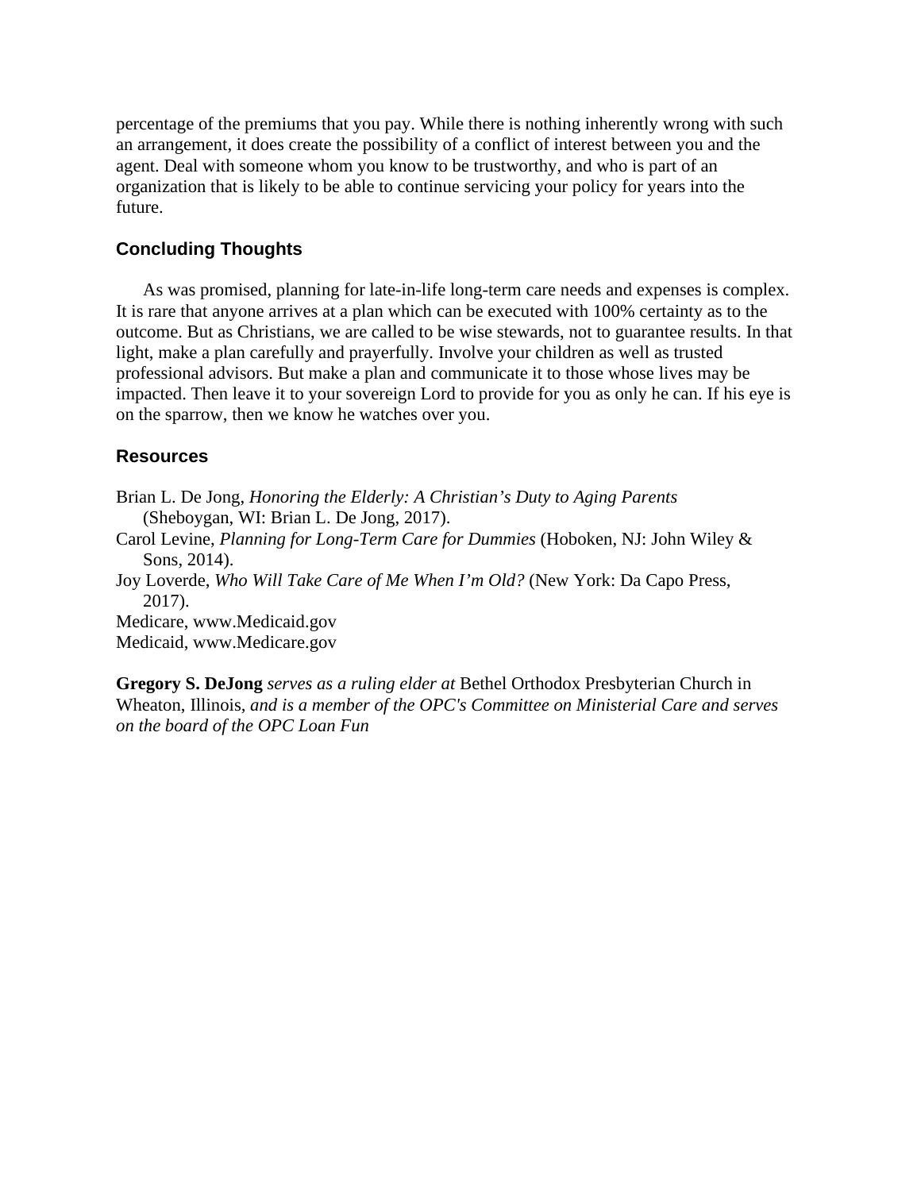percentage of the premiums that you pay. While there is nothing inherently wrong with such an arrangement, it does create the possibility of a conflict of interest between you and the agent. Deal with someone whom you know to be trustworthy, and who is part of an organization that is likely to be able to continue servicing your policy for years into the future.

### Concluding Thoughts

As was promised, planning for late-in-life long-term care needs and expenses is complex. It is rare that anyone arrives at a plan which can be executed with 100% certainty as to the outcome. But as Christians, we are called to be wise stewards, not to guarantee results. In that light, make a plan carefully and prayerfully. Involve your children as well as trusted professional advisors. But make a plan and communicate it to those whose lives may be impacted. Then leave it to your sovereign Lord to provide for you as only he can. If his eye is on the sparrow, then we know he watches over you.

### Resources

Brian L. De Jong, *Honoring the Elderly: A Christian's Duty to Aging Parents* (Sheboygan, WI: Brian L. De Jong, 2017).
Carol Levine, *Planning for Long-Term Care for Dummies* (Hoboken, NJ: John Wiley & Sons, 2014).
Joy Loverde, *Who Will Take Care of Me When I'm Old?* (New York: Da Capo Press, 2017).
Medicare, www.Medicaid.gov
Medicaid, www.Medicare.gov

**Gregory S. DeJong** *serves as a ruling elder at* Bethel Orthodox Presbyterian Church in Wheaton, Illinois, *and is a member of the OPC's Committee on Ministerial Care and serves on the board of the OPC Loan Fun*